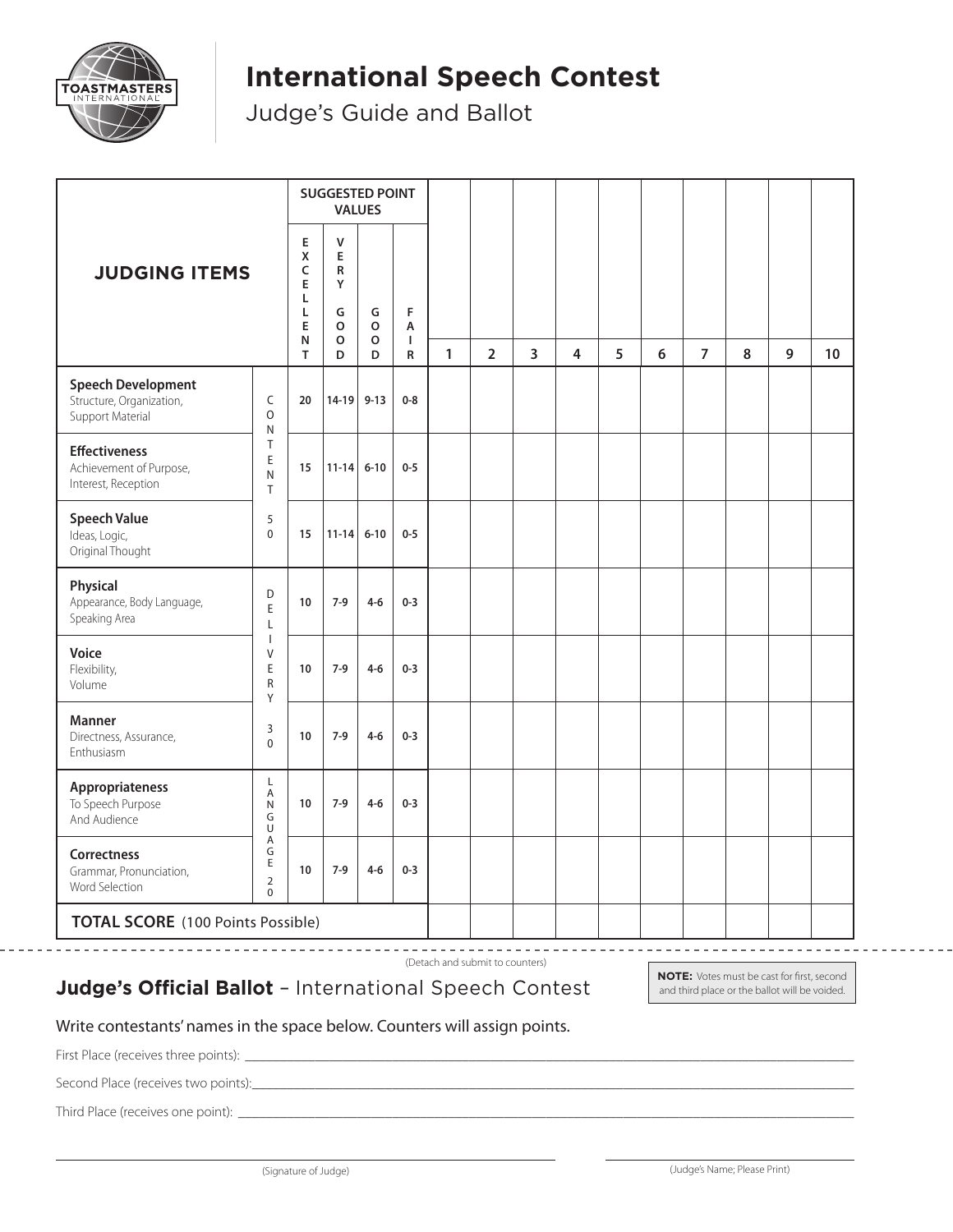# International Speech Contest

Judge's Guide and Ballot

| JUDGING ITEMS | | SUGGESTED POINT VALUES | | | | | | | | | | | | | |
|---|---|---|---|---|---|---|---|---|---|---|---|---|---|---|---|
| | | EXCELLENT | VERY GOOD | GOOD | FAIR | 1 | 2 | 3 | 4 | 5 | 6 | 7 | 8 | 9 | 10 |
| **Speech Development** Structure, Organization, Support Material | CONTENT 50 | 20 | 14-19 | 9-13 | 0-8 | | | | | | | | | | |
| **Effectiveness** Achievement of Purpose, Interest, Reception | | 15 | 11-14 | 6-10 | 0-5 | | | | | | | | | | |
| **Speech Value** Ideas, Logic, Original Thought | | 15 | 11-14 | 6-10 | 0-5 | | | | | | | | | | |
| **Physical** Appearance, Body Language, Speaking Area | DELIVERY 30 | 10 | 7-9 | 4-6 | 0-3 | | | | | | | | | | |
| **Voice** Flexibility, Volume | | 10 | 7-9 | 4-6 | 0-3 | | | | | | | | | | |
| **Manner** Directness, Assurance, Enthusiasm | | 10 | 7-9 | 4-6 | 0-3 | | | | | | | | | | |
| **Appropriateness** To Speech Purpose And Audience | LANGUAGE 20 | 10 | 7-9 | 4-6 | 0-3 | | | | | | | | | | |
| **Correctness** Grammar, Pronunciation, Word Selection | | 10 | 7-9 | 4-6 | 0-3 | | | | | | | | | | |
| **TOTAL SCORE** (100 Points Possible) | | | | | | | | | | | | | | | |

(Detach and submit to counters)

## Judge's Official Ballot – International Speech Contest

**NOTE:** Votes must be cast for first, second and third place or the ballot will be voided.

Write contestants' names in the space below. Counters will assign points.

First Place (receives three points): ______________________________

Second Place (receives two points): ______________________________

Third Place (receives one point): ______________________________

______________________________ (Signature of Judge)

______________________________ (Judge's Name; Please Print)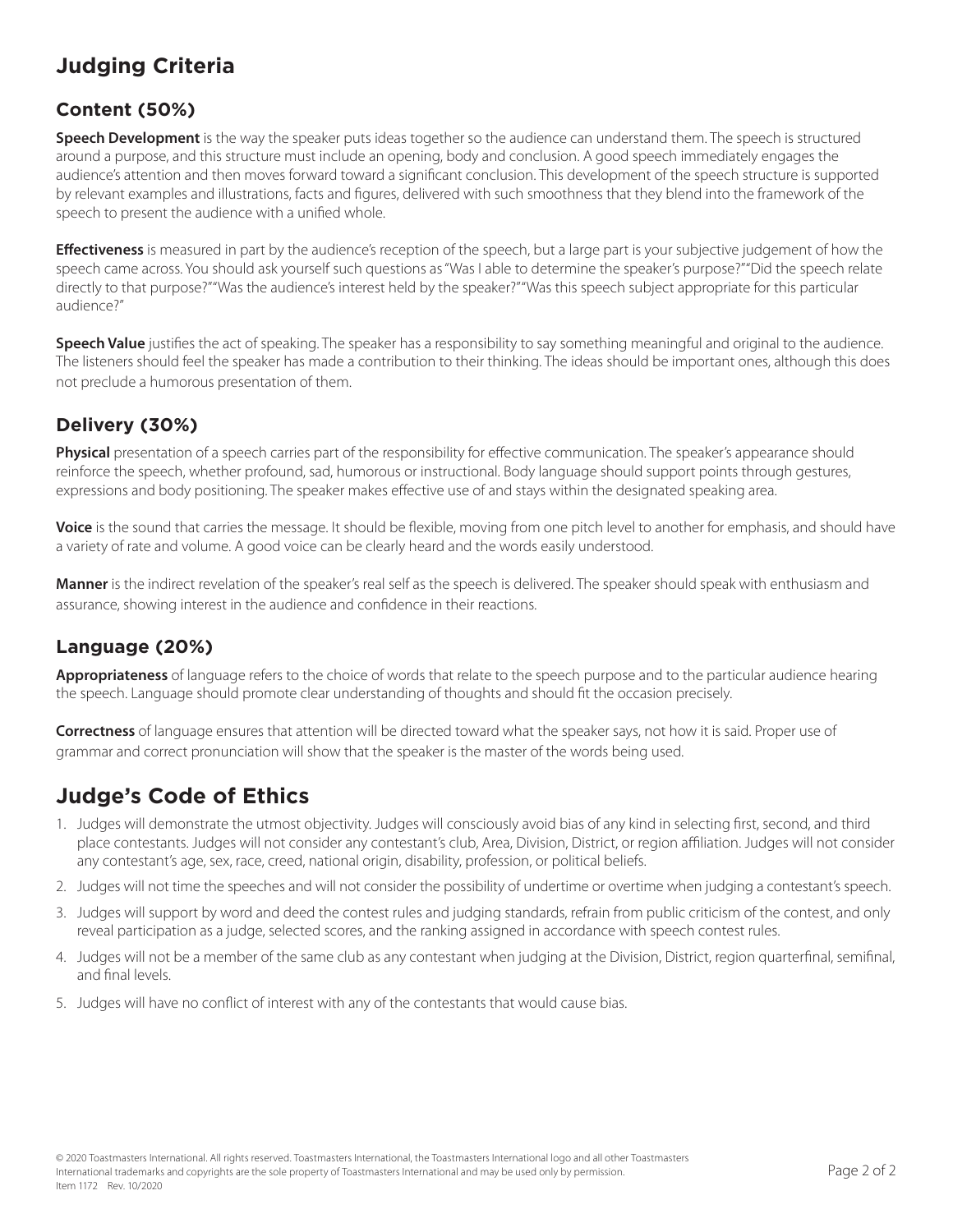# Judging Criteria

## Content (50%)

**Speech Development** is the way the speaker puts ideas together so the audience can understand them. The speech is structured around a purpose, and this structure must include an opening, body and conclusion. A good speech immediately engages the audience's attention and then moves forward toward a significant conclusion. This development of the speech structure is supported by relevant examples and illustrations, facts and figures, delivered with such smoothness that they blend into the framework of the speech to present the audience with a unified whole.

**Effectiveness** is measured in part by the audience's reception of the speech, but a large part is your subjective judgement of how the speech came across. You should ask yourself such questions as "Was I able to determine the speaker's purpose?" "Did the speech relate directly to that purpose?" "Was the audience's interest held by the speaker?" "Was this speech subject appropriate for this particular audience?"

**Speech Value** justifies the act of speaking. The speaker has a responsibility to say something meaningful and original to the audience. The listeners should feel the speaker has made a contribution to their thinking. The ideas should be important ones, although this does not preclude a humorous presentation of them.

## Delivery (30%)

**Physical** presentation of a speech carries part of the responsibility for effective communication. The speaker's appearance should reinforce the speech, whether profound, sad, humorous or instructional. Body language should support points through gestures, expressions and body positioning. The speaker makes effective use of and stays within the designated speaking area.

**Voice** is the sound that carries the message. It should be flexible, moving from one pitch level to another for emphasis, and should have a variety of rate and volume. A good voice can be clearly heard and the words easily understood.

**Manner** is the indirect revelation of the speaker's real self as the speech is delivered. The speaker should speak with enthusiasm and assurance, showing interest in the audience and confidence in their reactions.

## Language (20%)

**Appropriateness** of language refers to the choice of words that relate to the speech purpose and to the particular audience hearing the speech. Language should promote clear understanding of thoughts and should fit the occasion precisely.

**Correctness** of language ensures that attention will be directed toward what the speaker says, not how it is said. Proper use of grammar and correct pronunciation will show that the speaker is the master of the words being used.

# Judge's Code of Ethics

1. Judges will demonstrate the utmost objectivity. Judges will consciously avoid bias of any kind in selecting first, second, and third place contestants. Judges will not consider any contestant's club, Area, Division, District, or region affiliation. Judges will not consider any contestant's age, sex, race, creed, national origin, disability, profession, or political beliefs.
2. Judges will not time the speeches and will not consider the possibility of undertime or overtime when judging a contestant's speech.
3. Judges will support by word and deed the contest rules and judging standards, refrain from public criticism of the contest, and only reveal participation as a judge, selected scores, and the ranking assigned in accordance with speech contest rules.
4. Judges will not be a member of the same club as any contestant when judging at the Division, District, region quarterfinal, semifinal, and final levels.
5. Judges will have no conflict of interest with any of the contestants that would cause bias.

© 2020 Toastmasters International. All rights reserved. Toastmasters International, the Toastmasters International logo and all other Toastmasters International trademarks and copyrights are the sole property of Toastmasters International and may be used only by permission.
Item 1172 Rev. 10/2020